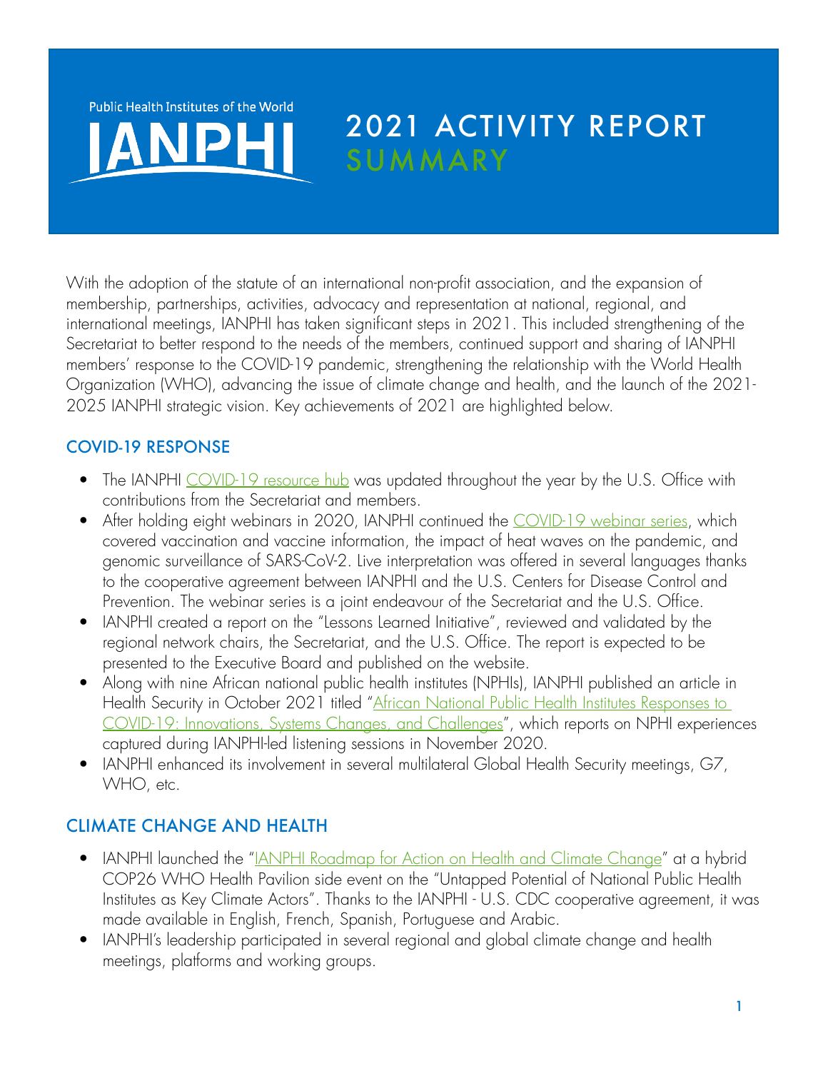Public Health Institutes of the World

IANPHI

# 2021 ACTIVITY REPORT SUMMARY

With the adoption of the statute of an international non-profit association, and the expansion of membership, partnerships, activities, advocacy and representation at national, regional, and international meetings, IANPHI has taken significant steps in 2021. This included strengthening of the Secretariat to better respond to the needs of the members, continued support and sharing of IANPHI members' response to the COVID-19 pandemic, strengthening the relationship with the World Health Organization (WHO), advancing the issue of climate change and health, and the launch of the 2021-2025 IANPHI strategic vision. Key achievements of 2021 are highlighted below.

## COVID-19 RESPONSE

- The IANPHI COVID-19 resource hub was updated throughout the year by the U.S. Office with contributions from the Secretariat and members.
- After holding eight webinars in 2020, IANPHI continued the COVID-19 webinar series, which covered vaccination and vaccine information, the impact of heat waves on the pandemic, and genomic surveillance of SARS-CoV-2. Live interpretation was offered in several languages thanks to the cooperative agreement between IANPHI and the U.S. Centers for Disease Control and Prevention. The webinar series is a joint endeavour of the Secretariat and the U.S. Office.
- IANPHI created a report on the "Lessons Learned Initiative", reviewed and validated by the regional network chairs, the Secretariat, and the U.S. Office. The report is expected to be presented to the Executive Board and published on the website.
- Along with nine African national public health institutes (NPHIs), IANPHI published an article in Health Security in October 2021 titled "African National Public Health Institutes Responses to COVID-19: Innovations, Systems Changes, and Challenges", which reports on NPHI experiences captured during IANPHI-led listening sessions in November 2020.
- IANPHI enhanced its involvement in several multilateral Global Health Security meetings, G7, WHO, etc.

## CLIMATE CHANGE AND HEALTH

- IANPHI launched the "IANPHI Roadmap for Action on Health and Climate Change" at a hybrid COP26 WHO Health Pavilion side event on the "Untapped Potential of National Public Health Institutes as Key Climate Actors". Thanks to the IANPHI - U.S. CDC cooperative agreement, it was made available in English, French, Spanish, Portuguese and Arabic.
- IANPHI's leadership participated in several regional and global climate change and health meetings, platforms and working groups.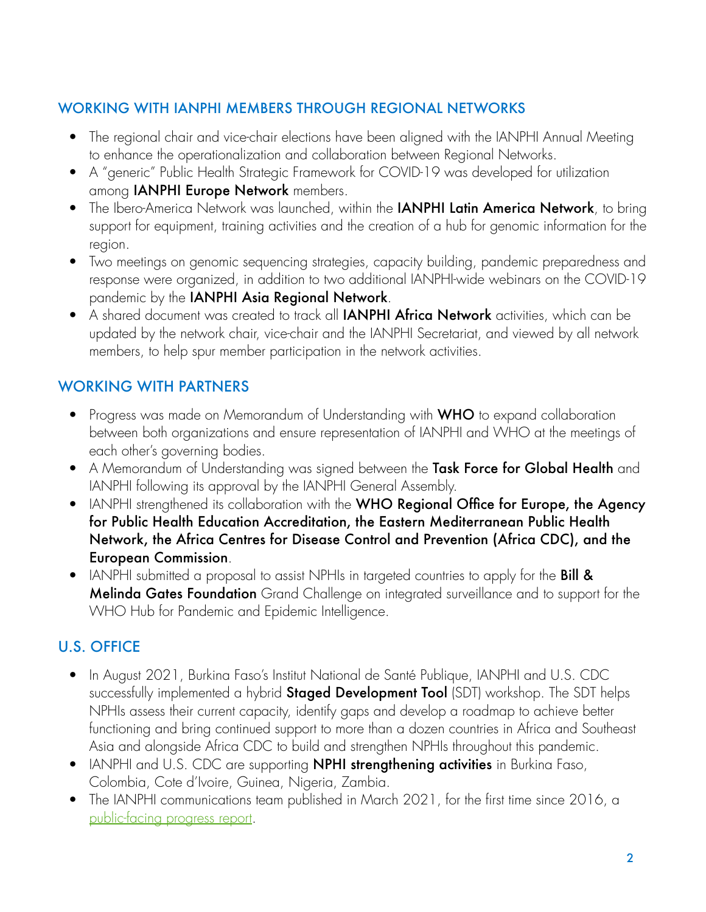## WORKING WITH IANPHI MEMBERS THROUGH REGIONAL NETWORKS

- The regional chair and vice-chair elections have been aligned with the IANPHI Annual Meeting to enhance the operationalization and collaboration between Regional Networks.
- A "generic" Public Health Strategic Framework for COVID-19 was developed for utilization among **IANPHI Europe Network** members.
- The Ibero-America Network was launched, within the **IANPHI Latin America Network**, to bring support for equipment, training activities and the creation of a hub for genomic information for the region.
- Two meetings on genomic sequencing strategies, capacity building, pandemic preparedness and response were organized, in addition to two additional IANPHI-wide webinars on the COVID-19 pandemic by the **IANPHI Asia Regional Network**.
- A shared document was created to track all **IANPHI Africa Network** activities, which can be updated by the network chair, vice-chair and the IANPHI Secretariat, and viewed by all network members, to help spur member participation in the network activities.

## WORKING WITH PARTNERS

- Progress was made on Memorandum of Understanding with **WHO** to expand collaboration between both organizations and ensure representation of IANPHI and WHO at the meetings of each other's governing bodies.
- A Memorandum of Understanding was signed between the **Task Force for Global Health** and IANPHI following its approval by the IANPHI General Assembly.
- IANPHI strengthened its collaboration with the **WHO Regional Office for Europe, the Agency for Public Health Education Accreditation, the Eastern Mediterranean Public Health Network, the Africa Centres for Disease Control and Prevention (Africa CDC), and the European Commission**.
- IANPHI submitted a proposal to assist NPHIs in targeted countries to apply for the **Bill & Melinda Gates Foundation** Grand Challenge on integrated surveillance and to support for the WHO Hub for Pandemic and Epidemic Intelligence.

## U.S. OFFICE

- In August 2021, Burkina Faso's Institut National de Santé Publique, IANPHI and U.S. CDC successfully implemented a hybrid **Staged Development Tool** (SDT) workshop. The SDT helps NPHIs assess their current capacity, identify gaps and develop a roadmap to achieve better functioning and bring continued support to more than a dozen countries in Africa and Southeast Asia and alongside Africa CDC to build and strengthen NPHIs throughout this pandemic.
- IANPHI and U.S. CDC are supporting **NPHI strengthening activities** in Burkina Faso, Colombia, Cote d'Ivoire, Guinea, Nigeria, Zambia.
- The IANPHI communications team published in March 2021, for the first time since 2016, a public-facing progress report.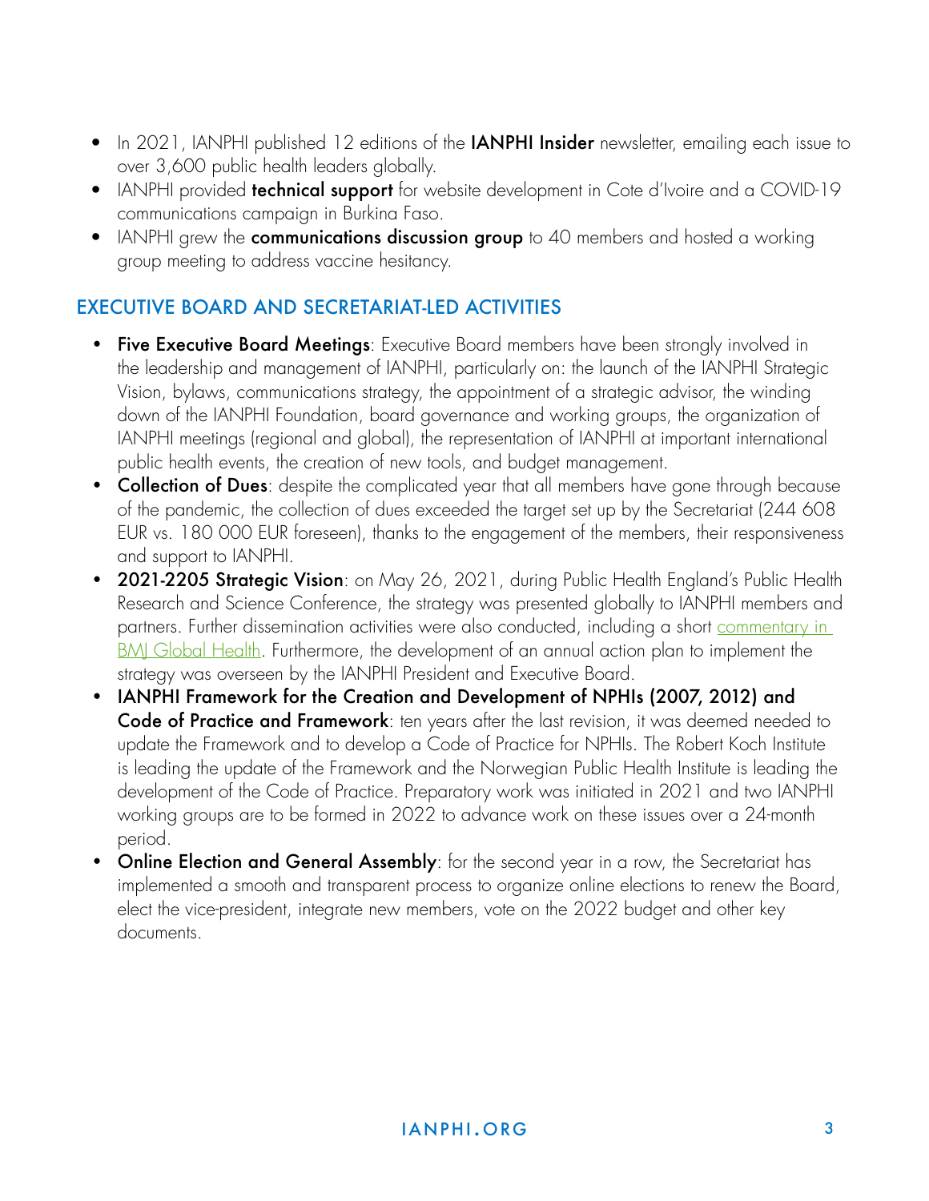- In 2021, IANPHI published 12 editions of the **IANPHI Insider** newsletter, emailing each issue to over 3,600 public health leaders globally.
- IANPHI provided **technical support** for website development in Cote d'Ivoire and a COVID-19 communications campaign in Burkina Faso.
- IANPHI grew the **communications discussion group** to 40 members and hosted a working group meeting to address vaccine hesitancy.

## EXECUTIVE BOARD AND SECRETARIAT-LED ACTIVITIES

- **Five Executive Board Meetings**: Executive Board members have been strongly involved in the leadership and management of IANPHI, particularly on: the launch of the IANPHI Strategic Vision, bylaws, communications strategy, the appointment of a strategic advisor, the winding down of the IANPHI Foundation, board governance and working groups, the organization of IANPHI meetings (regional and global), the representation of IANPHI at important international public health events, the creation of new tools, and budget management.
- **Collection of Dues**: despite the complicated year that all members have gone through because of the pandemic, the collection of dues exceeded the target set up by the Secretariat (244 608 EUR vs. 180 000 EUR foreseen), thanks to the engagement of the members, their responsiveness and support to IANPHI.
- **2021-2205 Strategic Vision**: on May 26, 2021, during Public Health England's Public Health Research and Science Conference, the strategy was presented globally to IANPHI members and partners. Further dissemination activities were also conducted, including a short commentary in BMJ Global Health. Furthermore, the development of an annual action plan to implement the strategy was overseen by the IANPHI President and Executive Board.
- **IANPHI Framework for the Creation and Development of NPHIs (2007, 2012) and Code of Practice and Framework**: ten years after the last revision, it was deemed needed to update the Framework and to develop a Code of Practice for NPHIs. The Robert Koch Institute is leading the update of the Framework and the Norwegian Public Health Institute is leading the development of the Code of Practice. Preparatory work was initiated in 2021 and two IANPHI working groups are to be formed in 2022 to advance work on these issues over a 24-month period.
- **Online Election and General Assembly**: for the second year in a row, the Secretariat has implemented a smooth and transparent process to organize online elections to renew the Board, elect the vice-president, integrate new members, vote on the 2022 budget and other key documents.